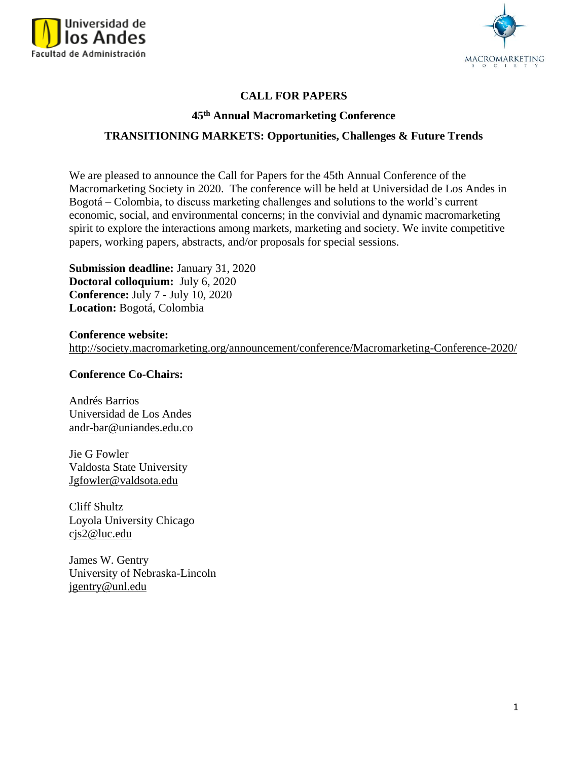# CALL FOR PAPERS

## 45th Annual Macromarketing Conference

## TRANSITIONING MARKETS: Opportunities, Challenges & Future Trends

We are pleased to announce the Call for Papers for the 45th Annual Conference of the Macromarketing Society in 2020. The conference will be held at Universidad de Los Andes in Bogotá – Colombia, to discuss marketing challenges and solutions to the world's current economic, social, and environmental concerns; in the convivial and dynamic macromarketing spirit to explore the interactions among markets, marketing and society. We invite competitive papers, working papers, abstracts, and/or proposals for special sessions.

**Submission deadline:** January 31, 2020
**Doctoral colloquium:** July 6, 2020
**Conference:** July 7 - July 10, 2020
**Location:** Bogotá, Colombia

**Conference website:**
http://society.macromarketing.org/announcement/conference/Macromarketing-Conference-2020/

**Conference Co-Chairs:**

Andrés Barrios
Universidad de Los Andes
andr-bar@uniandes.edu.co

Jie G Fowler
Valdosta State University
Jgfowler@valdsota.edu

Cliff Shultz
Loyola University Chicago
cjs2@luc.edu

James W. Gentry
University of Nebraska-Lincoln
jgentry@unl.edu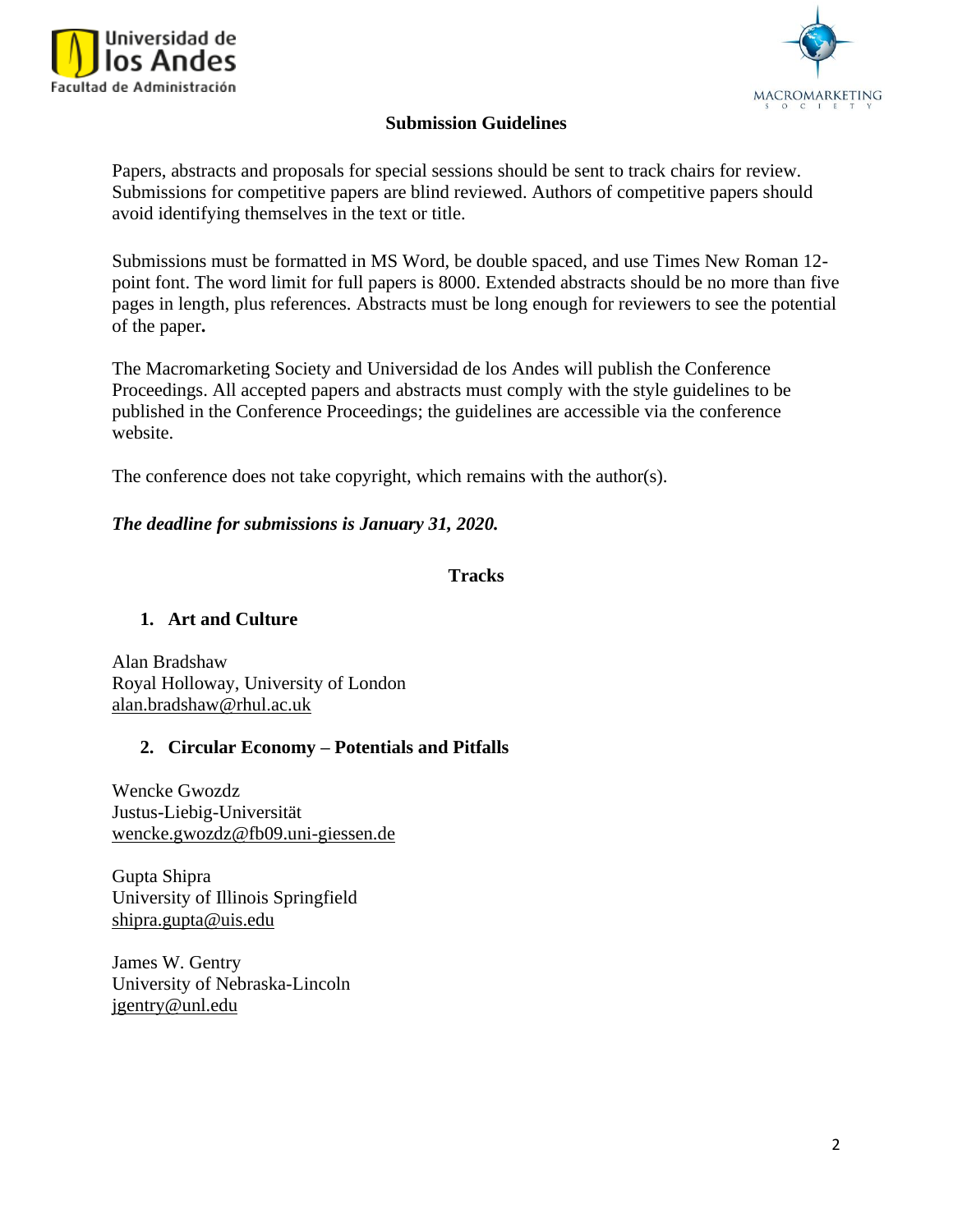## Submission Guidelines

Papers, abstracts and proposals for special sessions should be sent to track chairs for review. Submissions for competitive papers are blind reviewed. Authors of competitive papers should avoid identifying themselves in the text or title.

Submissions must be formatted in MS Word, be double spaced, and use Times New Roman 12-point font. The word limit for full papers is 8000. Extended abstracts should be no more than five pages in length, plus references. Abstracts must be long enough for reviewers to see the potential of the paper**.**

The Macromarketing Society and Universidad de los Andes will publish the Conference Proceedings. All accepted papers and abstracts must comply with the style guidelines to be published in the Conference Proceedings; the guidelines are accessible via the conference website.

The conference does not take copyright, which remains with the author(s).

***The deadline for submissions is January 31, 2020.***

## Tracks

### 1. Art and Culture

Alan Bradshaw
Royal Holloway, University of London
alan.bradshaw@rhul.ac.uk

### 2. Circular Economy – Potentials and Pitfalls

Wencke Gwozdz
Justus-Liebig-Universität
wencke.gwozdz@fb09.uni-giessen.de

Gupta Shipra
University of Illinois Springfield
shipra.gupta@uis.edu

James W. Gentry
University of Nebraska-Lincoln
jgentry@unl.edu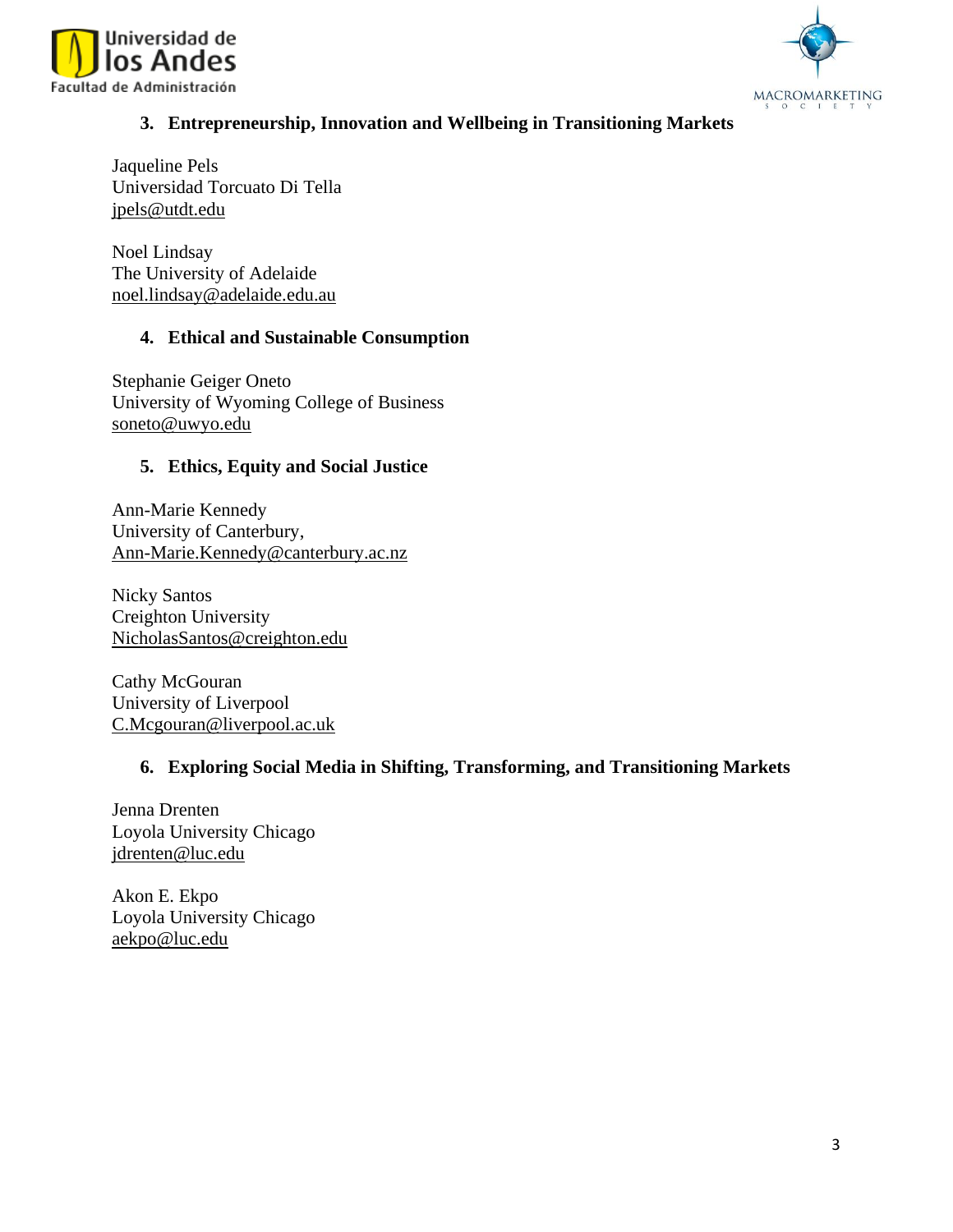### 3. Entrepreneurship, Innovation and Wellbeing in Transitioning Markets

Jaqueline Pels  
Universidad Torcuato Di Tella  
jpels@utdt.edu

Noel Lindsay  
The University of Adelaide  
noel.lindsay@adelaide.edu.au

### 4. Ethical and Sustainable Consumption

Stephanie Geiger Oneto  
University of Wyoming College of Business  
soneto@uwyo.edu

### 5. Ethics, Equity and Social Justice

Ann-Marie Kennedy  
University of Canterbury,  
Ann-Marie.Kennedy@canterbury.ac.nz

Nicky Santos  
Creighton University  
NicholasSantos@creighton.edu

Cathy McGouran  
University of Liverpool  
C.Mcgouran@liverpool.ac.uk

### 6. Exploring Social Media in Shifting, Transforming, and Transitioning Markets

Jenna Drenten  
Loyola University Chicago  
jdrenten@luc.edu

Akon E. Ekpo  
Loyola University Chicago  
aekpo@luc.edu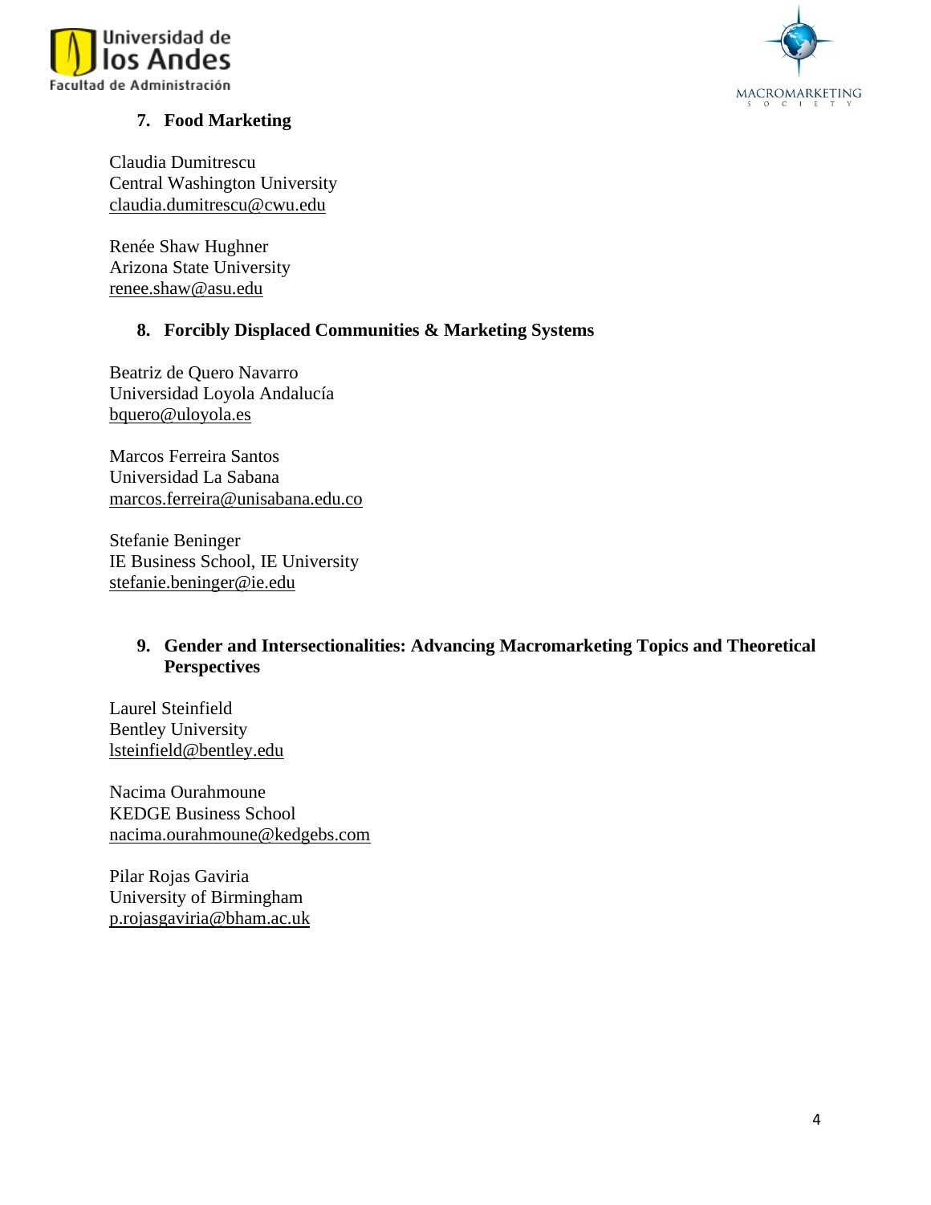### 7. Food Marketing

Claudia Dumitrescu  
Central Washington University  
claudia.dumitrescu@cwu.edu

Renée Shaw Hughner  
Arizona State University  
renee.shaw@asu.edu

### 8. Forcibly Displaced Communities & Marketing Systems

Beatriz de Quero Navarro  
Universidad Loyola Andalucía  
bquero@uloyola.es

Marcos Ferreira Santos  
Universidad La Sabana  
marcos.ferreira@unisabana.edu.co

Stefanie Beninger  
IE Business School, IE University  
stefanie.beninger@ie.edu

### 9. Gender and Intersectionalities: Advancing Macromarketing Topics and Theoretical Perspectives

Laurel Steinfield  
Bentley University  
lsteinfield@bentley.edu

Nacima Ourahmoune  
KEDGE Business School  
nacima.ourahmoune@kedgebs.com

Pilar Rojas Gaviria  
University of Birmingham  
p.rojasgaviria@bham.ac.uk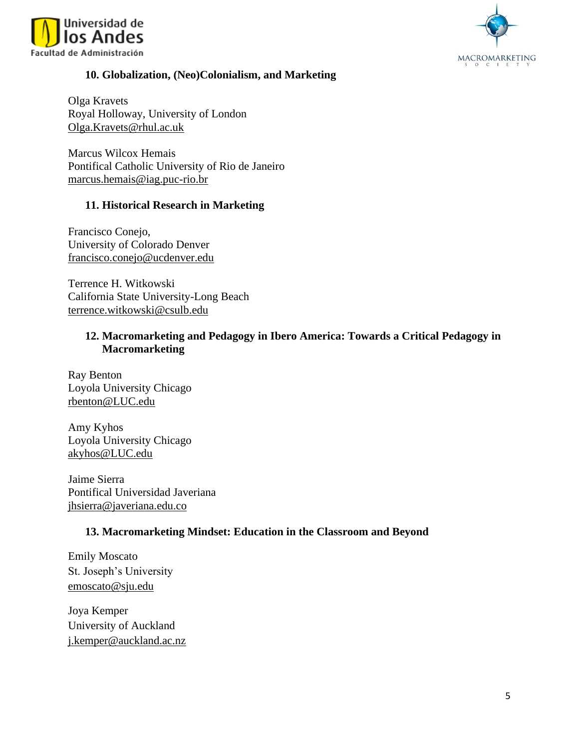## 10. Globalization, (Neo)Colonialism, and Marketing

Olga Kravets
Royal Holloway, University of London
Olga.Kravets@rhul.ac.uk

Marcus Wilcox Hemais
Pontifical Catholic University of Rio de Janeiro
marcus.hemais@iag.puc-rio.br

## 11. Historical Research in Marketing

Francisco Conejo,
University of Colorado Denver
francisco.conejo@ucdenver.edu

Terrence H. Witkowski
California State University-Long Beach
terrence.witkowski@csulb.edu

## 12. Macromarketing and Pedagogy in Ibero America: Towards a Critical Pedagogy in Macromarketing

Ray Benton
Loyola University Chicago
rbenton@LUC.edu

Amy Kyhos
Loyola University Chicago
akyhos@LUC.edu

Jaime Sierra
Pontifical Universidad Javeriana
jhsierra@javeriana.edu.co

## 13. Macromarketing Mindset: Education in the Classroom and Beyond

Emily Moscato
St. Joseph's University
emoscato@sju.edu

Joya Kemper
University of Auckland
j.kemper@auckland.ac.nz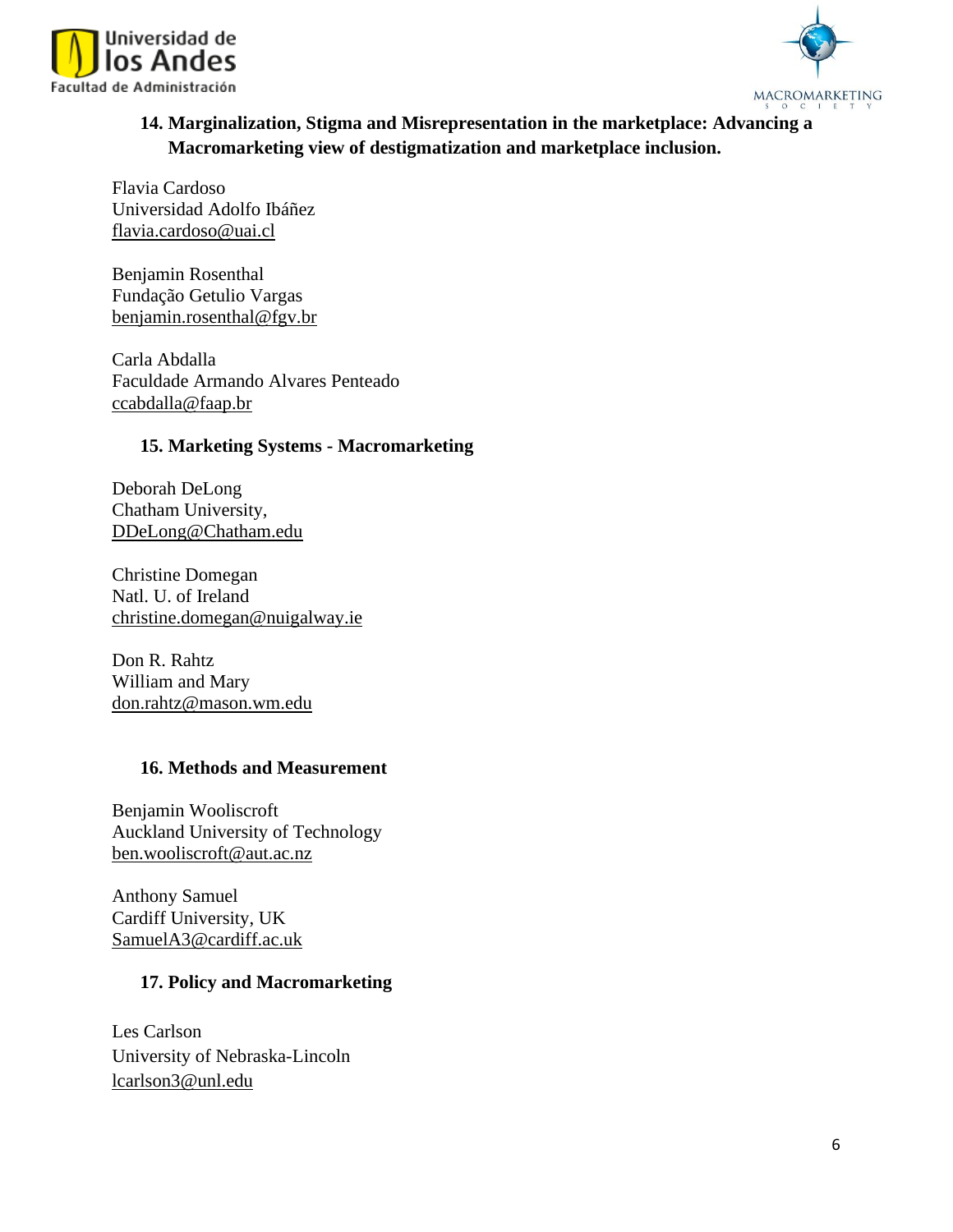### 14. Marginalization, Stigma and Misrepresentation in the marketplace: Advancing a Macromarketing view of destigmatization and marketplace inclusion.

Flavia Cardoso  
Universidad Adolfo Ibáñez  
flavia.cardoso@uai.cl

Benjamin Rosenthal  
Fundação Getulio Vargas  
benjamin.rosenthal@fgv.br

Carla Abdalla  
Faculdade Armando Alvares Penteado  
ccabdalla@faap.br

### 15. Marketing Systems - Macromarketing

Deborah DeLong  
Chatham University,  
DDeLong@Chatham.edu

Christine Domegan  
Natl. U. of Ireland  
christine.domegan@nuigalway.ie

Don R. Rahtz  
William and Mary  
don.rahtz@mason.wm.edu

### 16. Methods and Measurement

Benjamin Wooliscroft  
Auckland University of Technology  
ben.wooliscroft@aut.ac.nz

Anthony Samuel  
Cardiff University, UK  
SamuelA3@cardiff.ac.uk

### 17. Policy and Macromarketing

Les Carlson  
University of Nebraska-Lincoln  
lcarlson3@unl.edu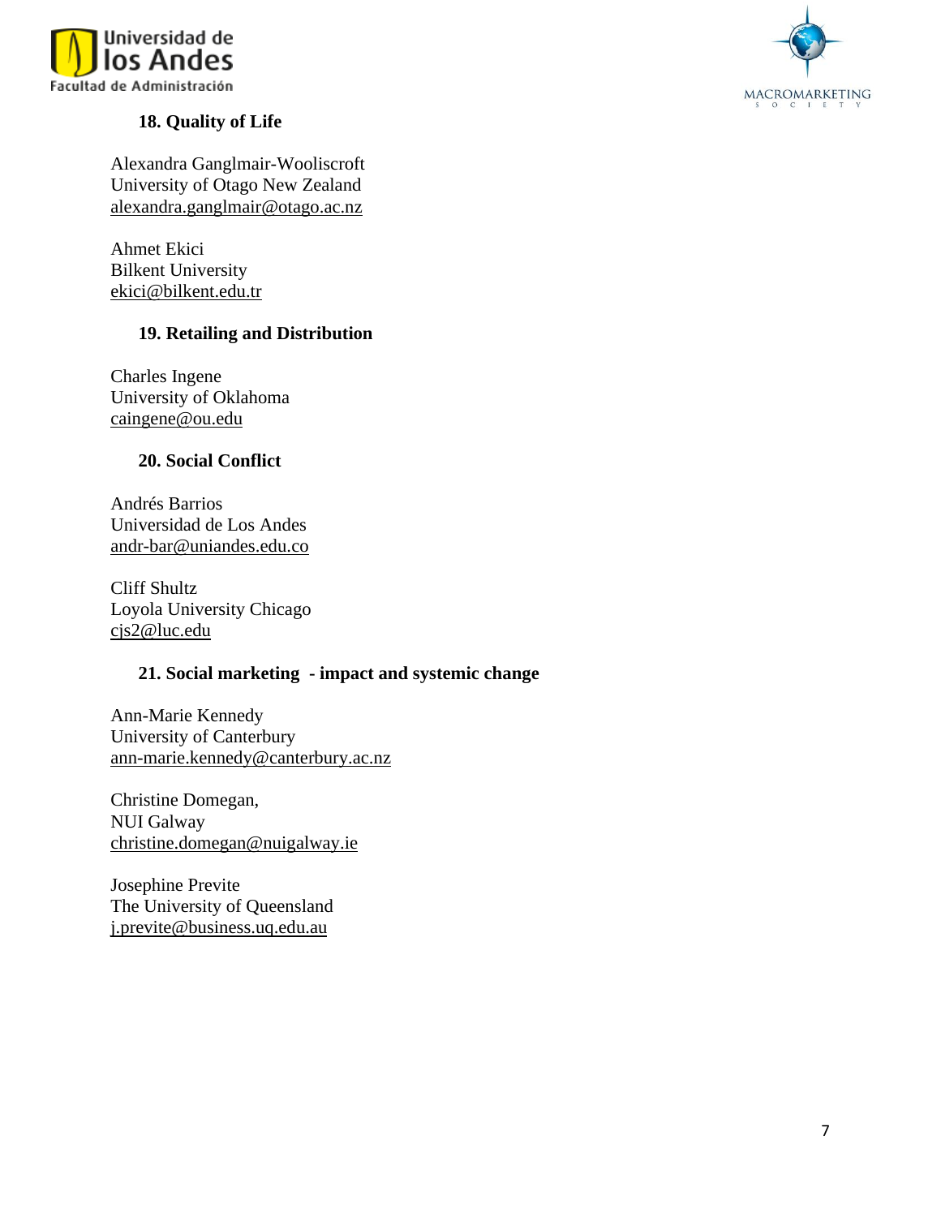### 18. Quality of Life

Alexandra Ganglmair-Wooliscroft
University of Otago New Zealand
alexandra.ganglmair@otago.ac.nz

Ahmet Ekici
Bilkent University
ekici@bilkent.edu.tr

### 19. Retailing and Distribution

Charles Ingene
University of Oklahoma
caingene@ou.edu

### 20. Social Conflict

Andrés Barrios
Universidad de Los Andes
andr-bar@uniandes.edu.co

Cliff Shultz
Loyola University Chicago
cjs2@luc.edu

### 21. Social marketing - impact and systemic change

Ann-Marie Kennedy
University of Canterbury
ann-marie.kennedy@canterbury.ac.nz

Christine Domegan,
NUI Galway
christine.domegan@nuigalway.ie

Josephine Previte
The University of Queensland
j.previte@business.uq.edu.au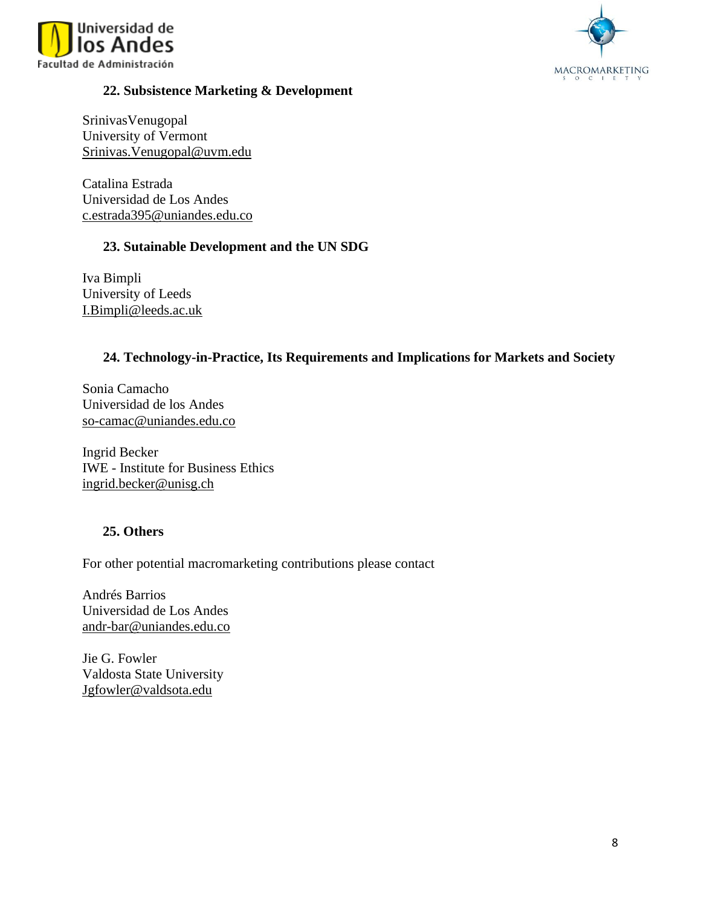### 22. Subsistence Marketing & Development

SrinivasVenugopal
University of Vermont
Srinivas.Venugopal@uvm.edu

Catalina Estrada
Universidad de Los Andes
c.estrada395@uniandes.edu.co

### 23. Sutainable Development and the UN SDG

Iva Bimpli
University of Leeds
I.Bimpli@leeds.ac.uk

### 24. Technology-in-Practice, Its Requirements and Implications for Markets and Society

Sonia Camacho
Universidad de los Andes
so-camac@uniandes.edu.co

Ingrid Becker
IWE - Institute for Business Ethics
ingrid.becker@unisg.ch

### 25. Others

For other potential macromarketing contributions please contact

Andrés Barrios
Universidad de Los Andes
andr-bar@uniandes.edu.co

Jie G. Fowler
Valdosta State University
Jgfowler@valdsota.edu